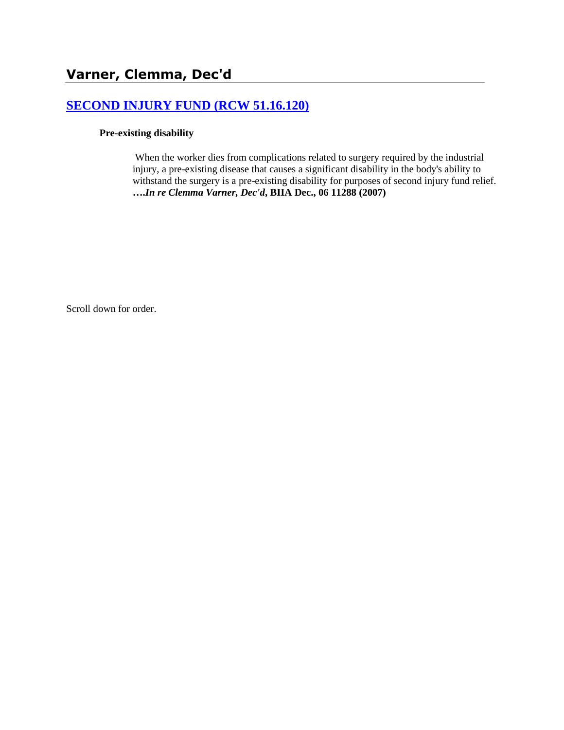# Varner, Clemma, Dec'd

## SECOND INJURY FUND (RCW 51.16.120)

**Pre-existing disability**

When the worker dies from complications related to surgery required by the industrial injury, a pre-existing disease that causes a significant disability in the body's ability to withstand the surgery is a pre-existing disability for purposes of second injury fund relief. ***….In re Clemma Varner, Dec'd*, BIIA Dec., 06 11288 (2007)**

Scroll down for order.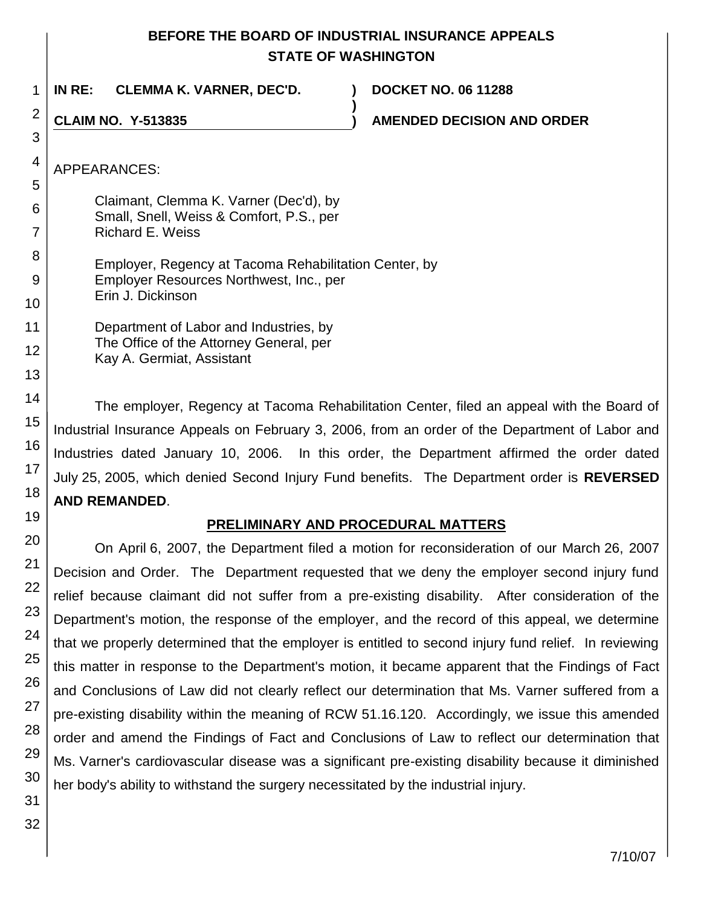# BEFORE THE BOARD OF INDUSTRIAL INSURANCE APPEALS
## STATE OF WASHINGTON

| | | |
|---|---|---|
| **IN RE: CLEMMA K. VARNER, DEC'D.** | **)** | **DOCKET NO. 06 11288** |
| | **)** | |
| **CLAIM NO. Y-513835** | **)** | **AMENDED DECISION AND ORDER** |

APPEARANCES:

Claimant, Clemma K. Varner (Dec'd), by
Small, Snell, Weiss & Comfort, P.S., per
Richard E. Weiss

Employer, Regency at Tacoma Rehabilitation Center, by
Employer Resources Northwest, Inc., per
Erin J. Dickinson

Department of Labor and Industries, by
The Office of the Attorney General, per
Kay A. Germiat, Assistant

The employer, Regency at Tacoma Rehabilitation Center, filed an appeal with the Board of Industrial Insurance Appeals on February 3, 2006, from an order of the Department of Labor and Industries dated January 10, 2006. In this order, the Department affirmed the order dated July 25, 2005, which denied Second Injury Fund benefits. The Department order is **REVERSED AND REMANDED**.

## PRELIMINARY AND PROCEDURAL MATTERS

On April 6, 2007, the Department filed a motion for reconsideration of our March 26, 2007 Decision and Order. The Department requested that we deny the employer second injury fund relief because claimant did not suffer from a pre-existing disability. After consideration of the Department's motion, the response of the employer, and the record of this appeal, we determine that we properly determined that the employer is entitled to second injury fund relief. In reviewing this matter in response to the Department's motion, it became apparent that the Findings of Fact and Conclusions of Law did not clearly reflect our determination that Ms. Varner suffered from a pre-existing disability within the meaning of RCW 51.16.120. Accordingly, we issue this amended order and amend the Findings of Fact and Conclusions of Law to reflect our determination that Ms. Varner's cardiovascular disease was a significant pre-existing disability because it diminished her body's ability to withstand the surgery necessitated by the industrial injury.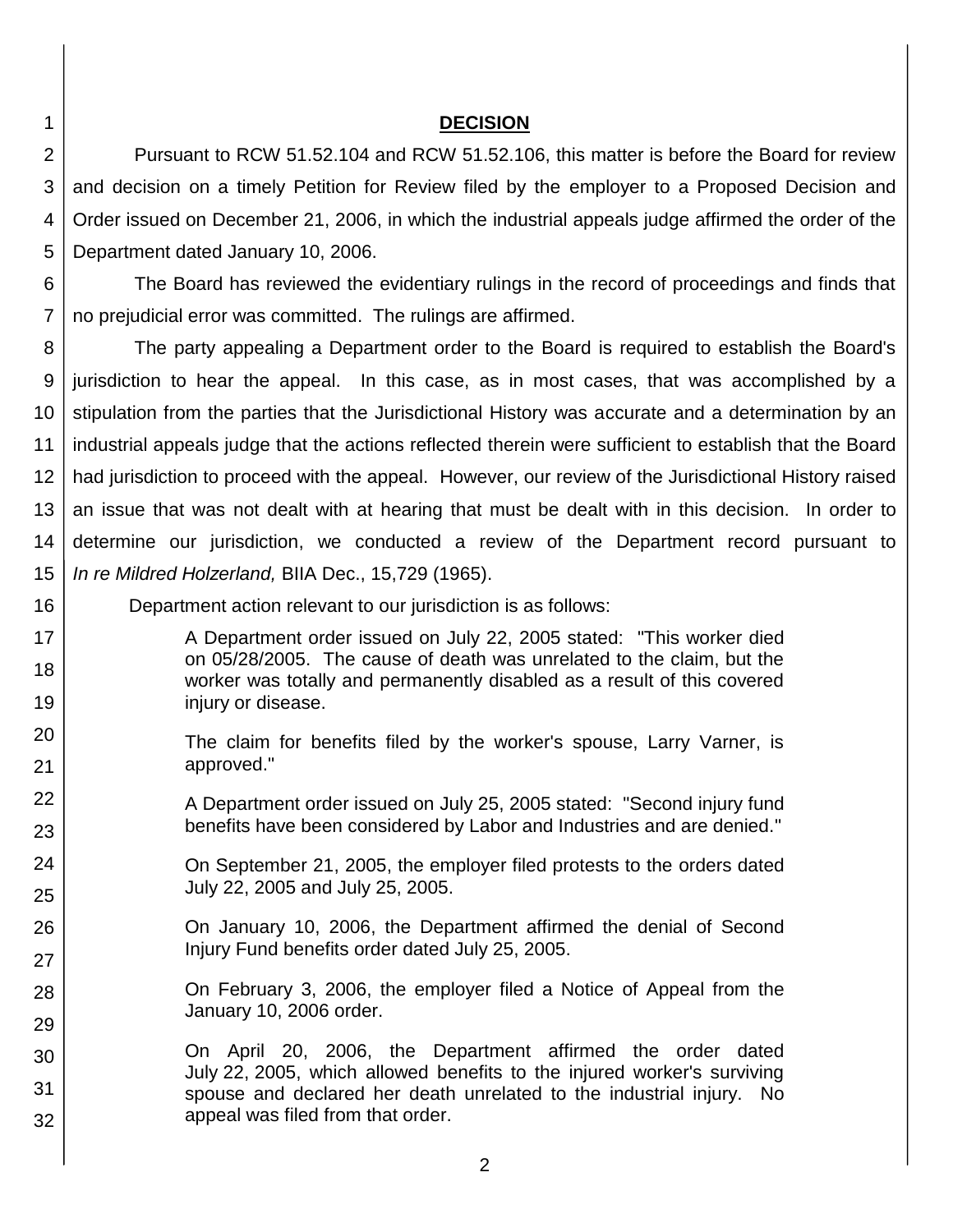## DECISION

Pursuant to RCW 51.52.104 and RCW 51.52.106, this matter is before the Board for review and decision on a timely Petition for Review filed by the employer to a Proposed Decision and Order issued on December 21, 2006, in which the industrial appeals judge affirmed the order of the Department dated January 10, 2006.

The Board has reviewed the evidentiary rulings in the record of proceedings and finds that no prejudicial error was committed. The rulings are affirmed.

The party appealing a Department order to the Board is required to establish the Board's jurisdiction to hear the appeal. In this case, as in most cases, that was accomplished by a stipulation from the parties that the Jurisdictional History was accurate and a determination by an industrial appeals judge that the actions reflected therein were sufficient to establish that the Board had jurisdiction to proceed with the appeal. However, our review of the Jurisdictional History raised an issue that was not dealt with at hearing that must be dealt with in this decision. In order to determine our jurisdiction, we conducted a review of the Department record pursuant to *In re Mildred Holzerland,* BIIA Dec., 15,729 (1965).

Department action relevant to our jurisdiction is as follows:

> A Department order issued on July 22, 2005 stated: "This worker died on 05/28/2005. The cause of death was unrelated to the claim, but the worker was totally and permanently disabled as a result of this covered injury or disease.
>
> The claim for benefits filed by the worker's spouse, Larry Varner, is approved."
>
> A Department order issued on July 25, 2005 stated: "Second injury fund benefits have been considered by Labor and Industries and are denied."
>
> On September 21, 2005, the employer filed protests to the orders dated July 22, 2005 and July 25, 2005.
>
> On January 10, 2006, the Department affirmed the denial of Second Injury Fund benefits order dated July 25, 2005.
>
> On February 3, 2006, the employer filed a Notice of Appeal from the January 10, 2006 order.
>
> On April 20, 2006, the Department affirmed the order dated July 22, 2005, which allowed benefits to the injured worker's surviving spouse and declared her death unrelated to the industrial injury. No appeal was filed from that order.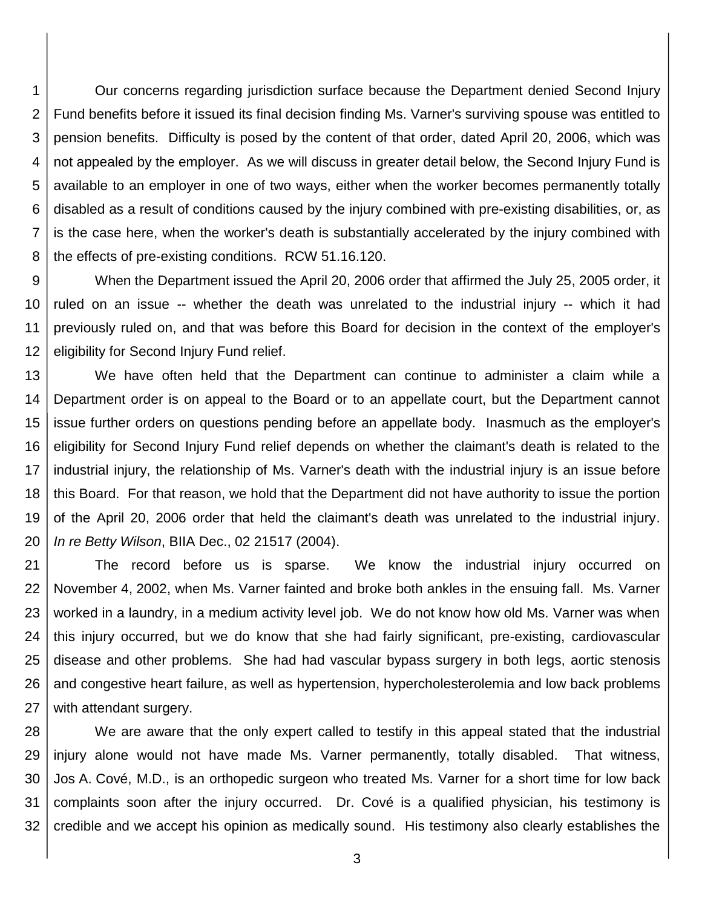Our concerns regarding jurisdiction surface because the Department denied Second Injury Fund benefits before it issued its final decision finding Ms. Varner's surviving spouse was entitled to pension benefits. Difficulty is posed by the content of that order, dated April 20, 2006, which was not appealed by the employer. As we will discuss in greater detail below, the Second Injury Fund is available to an employer in one of two ways, either when the worker becomes permanently totally disabled as a result of conditions caused by the injury combined with pre-existing disabilities, or, as is the case here, when the worker's death is substantially accelerated by the injury combined with the effects of pre-existing conditions. RCW 51.16.120.

When the Department issued the April 20, 2006 order that affirmed the July 25, 2005 order, it ruled on an issue -- whether the death was unrelated to the industrial injury -- which it had previously ruled on, and that was before this Board for decision in the context of the employer's eligibility for Second Injury Fund relief.

We have often held that the Department can continue to administer a claim while a Department order is on appeal to the Board or to an appellate court, but the Department cannot issue further orders on questions pending before an appellate body. Inasmuch as the employer's eligibility for Second Injury Fund relief depends on whether the claimant's death is related to the industrial injury, the relationship of Ms. Varner's death with the industrial injury is an issue before this Board. For that reason, we hold that the Department did not have authority to issue the portion of the April 20, 2006 order that held the claimant's death was unrelated to the industrial injury. *In re Betty Wilson*, BIIA Dec., 02 21517 (2004).

The record before us is sparse. We know the industrial injury occurred on November 4, 2002, when Ms. Varner fainted and broke both ankles in the ensuing fall. Ms. Varner worked in a laundry, in a medium activity level job. We do not know how old Ms. Varner was when this injury occurred, but we do know that she had fairly significant, pre-existing, cardiovascular disease and other problems. She had had vascular bypass surgery in both legs, aortic stenosis and congestive heart failure, as well as hypertension, hypercholesterolemia and low back problems with attendant surgery.

We are aware that the only expert called to testify in this appeal stated that the industrial injury alone would not have made Ms. Varner permanently, totally disabled. That witness, Jos A. Cové, M.D., is an orthopedic surgeon who treated Ms. Varner for a short time for low back complaints soon after the injury occurred. Dr. Cové is a qualified physician, his testimony is credible and we accept his opinion as medically sound. His testimony also clearly establishes the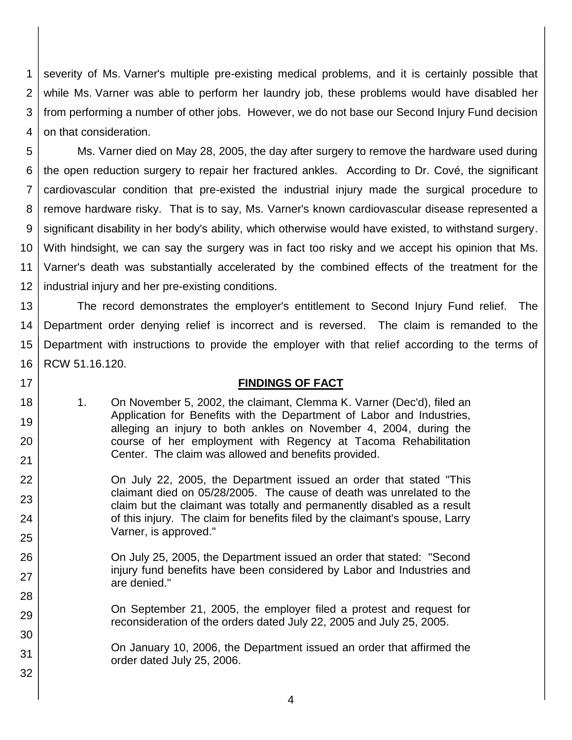severity of Ms. Varner's multiple pre-existing medical problems, and it is certainly possible that while Ms. Varner was able to perform her laundry job, these problems would have disabled her from performing a number of other jobs. However, we do not base our Second Injury Fund decision on that consideration.

Ms. Varner died on May 28, 2005, the day after surgery to remove the hardware used during the open reduction surgery to repair her fractured ankles. According to Dr. Cové, the significant cardiovascular condition that pre-existed the industrial injury made the surgical procedure to remove hardware risky. That is to say, Ms. Varner's known cardiovascular disease represented a significant disability in her body's ability, which otherwise would have existed, to withstand surgery. With hindsight, we can say the surgery was in fact too risky and we accept his opinion that Ms. Varner's death was substantially accelerated by the combined effects of the treatment for the industrial injury and her pre-existing conditions.

The record demonstrates the employer's entitlement to Second Injury Fund relief. The Department order denying relief is incorrect and is reversed. The claim is remanded to the Department with instructions to provide the employer with that relief according to the terms of RCW 51.16.120.

## FINDINGS OF FACT

1. On November 5, 2002, the claimant, Clemma K. Varner (Dec'd), filed an Application for Benefits with the Department of Labor and Industries, alleging an injury to both ankles on November 4, 2004, during the course of her employment with Regency at Tacoma Rehabilitation Center. The claim was allowed and benefits provided.

   On July 22, 2005, the Department issued an order that stated "This claimant died on 05/28/2005. The cause of death was unrelated to the claim but the claimant was totally and permanently disabled as a result of this injury. The claim for benefits filed by the claimant's spouse, Larry Varner, is approved."

   On July 25, 2005, the Department issued an order that stated: "Second injury fund benefits have been considered by Labor and Industries and are denied."

   On September 21, 2005, the employer filed a protest and request for reconsideration of the orders dated July 22, 2005 and July 25, 2005.

   On January 10, 2006, the Department issued an order that affirmed the order dated July 25, 2006.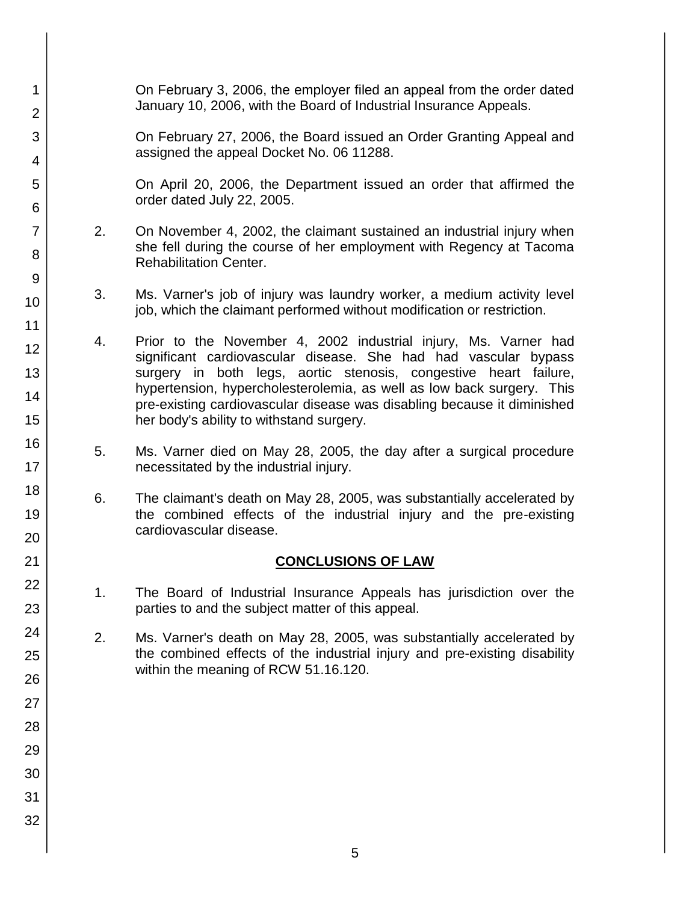On February 3, 2006, the employer filed an appeal from the order dated January 10, 2006, with the Board of Industrial Insurance Appeals.

On February 27, 2006, the Board issued an Order Granting Appeal and assigned the appeal Docket No. 06 11288.

On April 20, 2006, the Department issued an order that affirmed the order dated July 22, 2005.

2. On November 4, 2002, the claimant sustained an industrial injury when she fell during the course of her employment with Regency at Tacoma Rehabilitation Center.

3. Ms. Varner's job of injury was laundry worker, a medium activity level job, which the claimant performed without modification or restriction.

4. Prior to the November 4, 2002 industrial injury, Ms. Varner had significant cardiovascular disease. She had had vascular bypass surgery in both legs, aortic stenosis, congestive heart failure, hypertension, hypercholesterolemia, as well as low back surgery. This pre-existing cardiovascular disease was disabling because it diminished her body's ability to withstand surgery.

5. Ms. Varner died on May 28, 2005, the day after a surgical procedure necessitated by the industrial injury.

6. The claimant's death on May 28, 2005, was substantially accelerated by the combined effects of the industrial injury and the pre-existing cardiovascular disease.

## CONCLUSIONS OF LAW

1. The Board of Industrial Insurance Appeals has jurisdiction over the parties to and the subject matter of this appeal.

2. Ms. Varner's death on May 28, 2005, was substantially accelerated by the combined effects of the industrial injury and pre-existing disability within the meaning of RCW 51.16.120.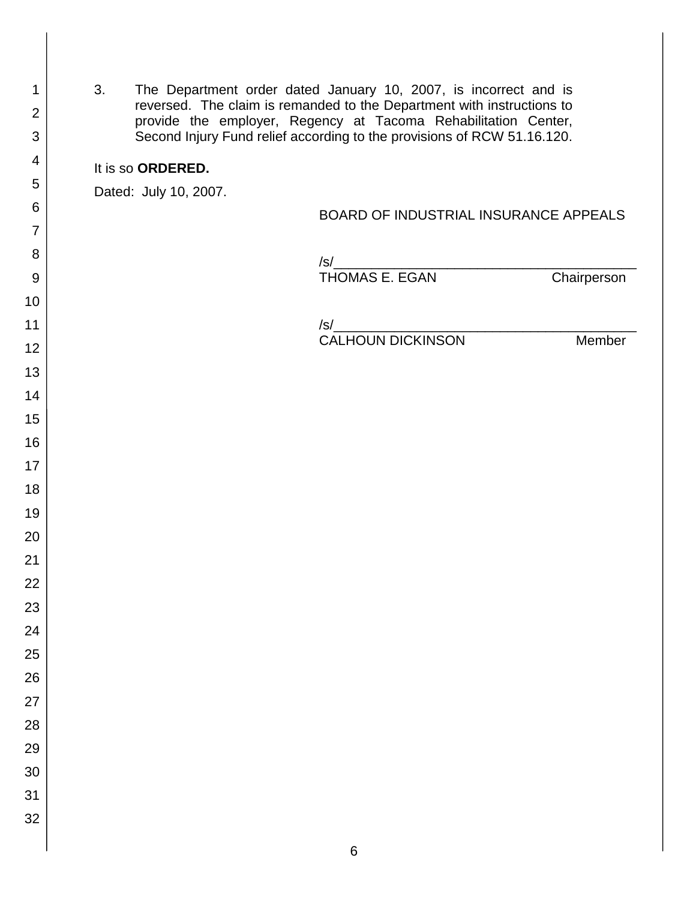3. The Department order dated January 10, 2007, is incorrect and is reversed. The claim is remanded to the Department with instructions to provide the employer, Regency at Tacoma Rehabilitation Center, Second Injury Fund relief according to the provisions of RCW 51.16.120.

It is so **ORDERED.**

Dated: July 10, 2007.

BOARD OF INDUSTRIAL INSURANCE APPEALS

/s/________________________________________
THOMAS E. EGAN Chairperson

/s/________________________________________
CALHOUN DICKINSON Member